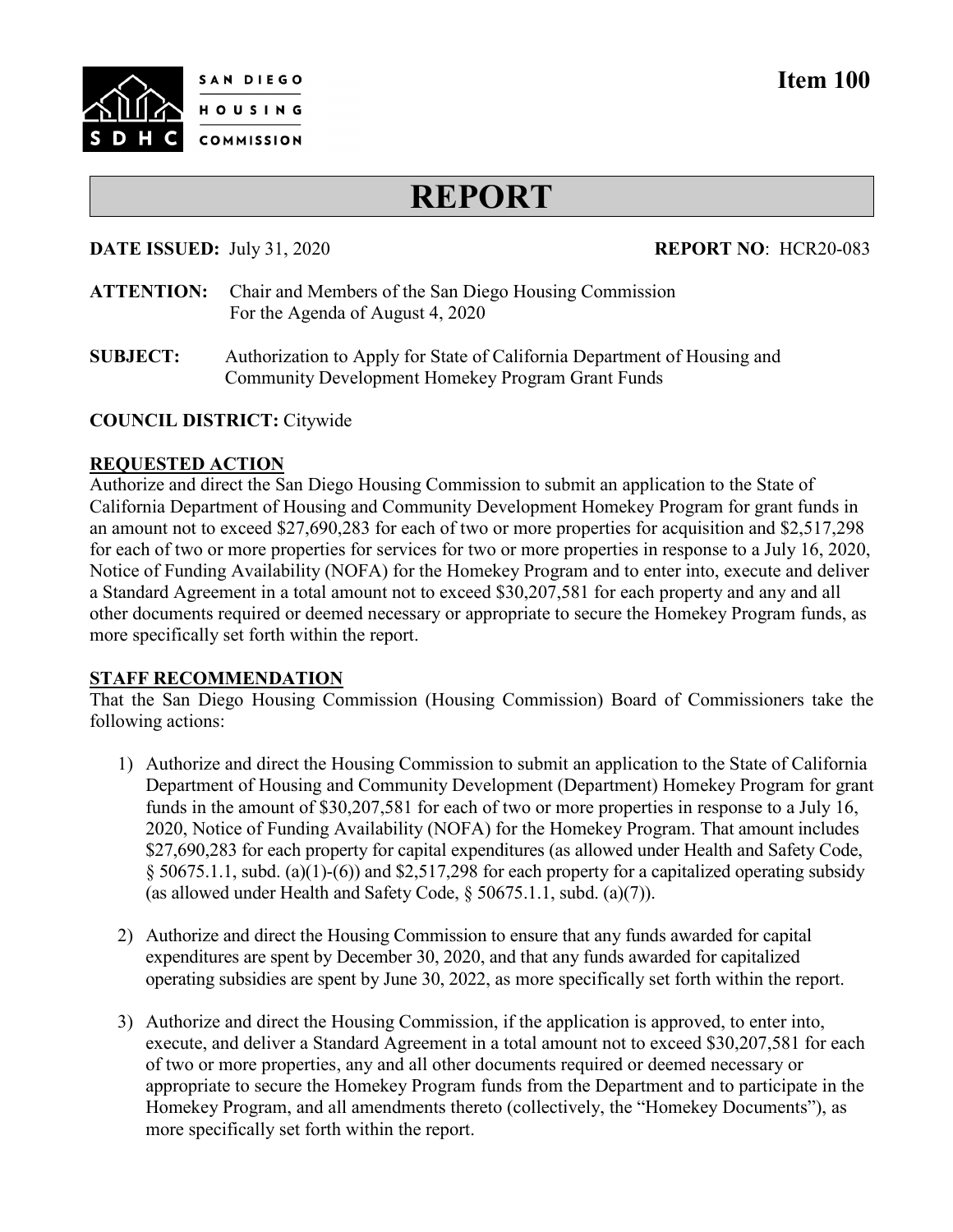SAN DIEGO HOUSING COMMISSION

SDHC

**Item 100**

# REPORT

**DATE ISSUED:** July 31, 2020 **REPORT NO**: HCR20-083

**ATTENTION:** Chair and Members of the San Diego Housing Commission
For the Agenda of August 4, 2020

**SUBJECT:** Authorization to Apply for State of California Department of Housing and Community Development Homekey Program Grant Funds

**COUNCIL DISTRICT:** Citywide

**REQUESTED ACTION**

Authorize and direct the San Diego Housing Commission to submit an application to the State of California Department of Housing and Community Development Homekey Program for grant funds in an amount not to exceed $27,690,283 for each of two or more properties for acquisition and $2,517,298 for each of two or more properties for services for two or more properties in response to a July 16, 2020, Notice of Funding Availability (NOFA) for the Homekey Program and to enter into, execute and deliver a Standard Agreement in a total amount not to exceed $30,207,581 for each property and any and all other documents required or deemed necessary or appropriate to secure the Homekey Program funds, as more specifically set forth within the report.

**STAFF RECOMMENDATION**

That the San Diego Housing Commission (Housing Commission) Board of Commissioners take the following actions:

1) Authorize and direct the Housing Commission to submit an application to the State of California Department of Housing and Community Development (Department) Homekey Program for grant funds in the amount of $30,207,581 for each of two or more properties in response to a July 16, 2020, Notice of Funding Availability (NOFA) for the Homekey Program. That amount includes $27,690,283 for each property for capital expenditures (as allowed under Health and Safety Code, § 50675.1.1, subd. (a)(1)-(6)) and $2,517,298 for each property for a capitalized operating subsidy (as allowed under Health and Safety Code, § 50675.1.1, subd. (a)(7)).

2) Authorize and direct the Housing Commission to ensure that any funds awarded for capital expenditures are spent by December 30, 2020, and that any funds awarded for capitalized operating subsidies are spent by June 30, 2022, as more specifically set forth within the report.

3) Authorize and direct the Housing Commission, if the application is approved, to enter into, execute, and deliver a Standard Agreement in a total amount not to exceed $30,207,581 for each of two or more properties, any and all other documents required or deemed necessary or appropriate to secure the Homekey Program funds from the Department and to participate in the Homekey Program, and all amendments thereto (collectively, the "Homekey Documents"), as more specifically set forth within the report.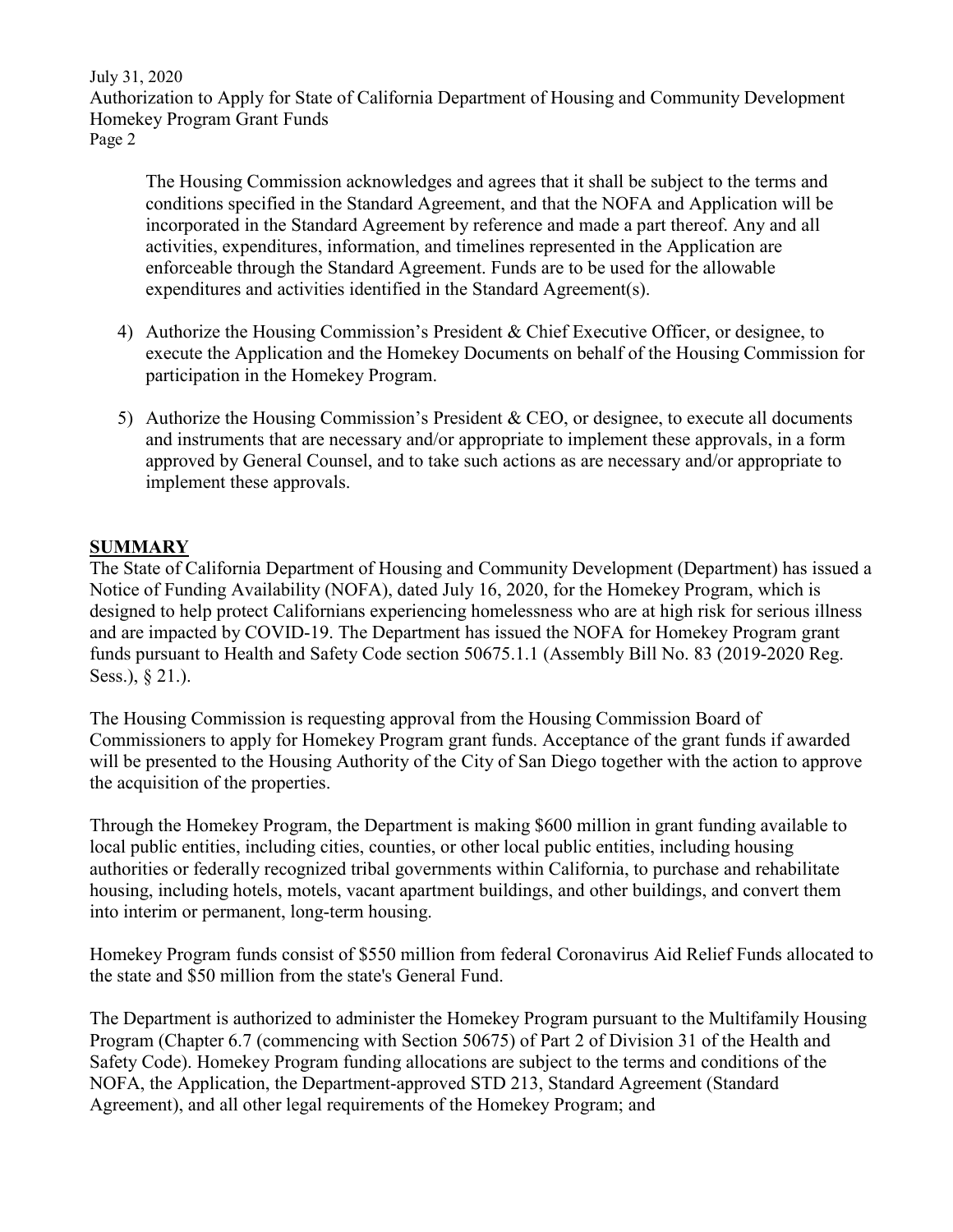The Housing Commission acknowledges and agrees that it shall be subject to the terms and conditions specified in the Standard Agreement, and that the NOFA and Application will be incorporated in the Standard Agreement by reference and made a part thereof. Any and all activities, expenditures, information, and timelines represented in the Application are enforceable through the Standard Agreement. Funds are to be used for the allowable expenditures and activities identified in the Standard Agreement(s).

4) Authorize the Housing Commission's President & Chief Executive Officer, or designee, to execute the Application and the Homekey Documents on behalf of the Housing Commission for participation in the Homekey Program.

5) Authorize the Housing Commission's President & CEO, or designee, to execute all documents and instruments that are necessary and/or appropriate to implement these approvals, in a form approved by General Counsel, and to take such actions as are necessary and/or appropriate to implement these approvals.

## SUMMARY

The State of California Department of Housing and Community Development (Department) has issued a Notice of Funding Availability (NOFA), dated July 16, 2020, for the Homekey Program, which is designed to help protect Californians experiencing homelessness who are at high risk for serious illness and are impacted by COVID-19. The Department has issued the NOFA for Homekey Program grant funds pursuant to Health and Safety Code section 50675.1.1 (Assembly Bill No. 83 (2019-2020 Reg. Sess.), § 21.).

The Housing Commission is requesting approval from the Housing Commission Board of Commissioners to apply for Homekey Program grant funds. Acceptance of the grant funds if awarded will be presented to the Housing Authority of the City of San Diego together with the action to approve the acquisition of the properties.

Through the Homekey Program, the Department is making $600 million in grant funding available to local public entities, including cities, counties, or other local public entities, including housing authorities or federally recognized tribal governments within California, to purchase and rehabilitate housing, including hotels, motels, vacant apartment buildings, and other buildings, and convert them into interim or permanent, long-term housing.

Homekey Program funds consist of $550 million from federal Coronavirus Aid Relief Funds allocated to the state and $50 million from the state's General Fund.

The Department is authorized to administer the Homekey Program pursuant to the Multifamily Housing Program (Chapter 6.7 (commencing with Section 50675) of Part 2 of Division 31 of the Health and Safety Code). Homekey Program funding allocations are subject to the terms and conditions of the NOFA, the Application, the Department-approved STD 213, Standard Agreement (Standard Agreement), and all other legal requirements of the Homekey Program; and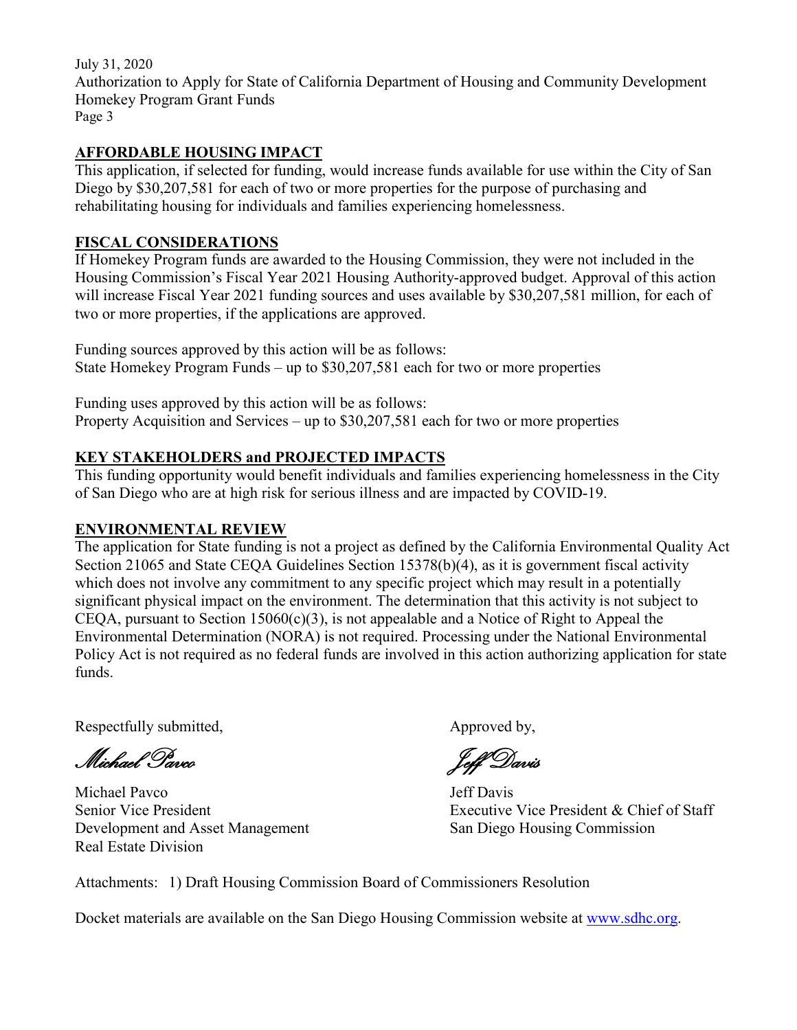## AFFORDABLE HOUSING IMPACT

This application, if selected for funding, would increase funds available for use within the City of San Diego by $30,207,581 for each of two or more properties for the purpose of purchasing and rehabilitating housing for individuals and families experiencing homelessness.

## FISCAL CONSIDERATIONS

If Homekey Program funds are awarded to the Housing Commission, they were not included in the Housing Commission's Fiscal Year 2021 Housing Authority-approved budget. Approval of this action will increase Fiscal Year 2021 funding sources and uses available by $30,207,581 million, for each of two or more properties, if the applications are approved.

Funding sources approved by this action will be as follows:
State Homekey Program Funds – up to $30,207,581 each for two or more properties

Funding uses approved by this action will be as follows:
Property Acquisition and Services – up to $30,207,581 each for two or more properties

## KEY STAKEHOLDERS and PROJECTED IMPACTS

This funding opportunity would benefit individuals and families experiencing homelessness in the City of San Diego who are at high risk for serious illness and are impacted by COVID-19.

## ENVIRONMENTAL REVIEW

The application for State funding is not a project as defined by the California Environmental Quality Act Section 21065 and State CEQA Guidelines Section 15378(b)(4), as it is government fiscal activity which does not involve any commitment to any specific project which may result in a potentially significant physical impact on the environment. The determination that this activity is not subject to CEQA, pursuant to Section 15060(c)(3), is not appealable and a Notice of Right to Appeal the Environmental Determination (NORA) is not required. Processing under the National Environmental Policy Act is not required as no federal funds are involved in this action authorizing application for state funds.

Respectfully submitted,

*Michael Pavco*

Michael Pavco
Senior Vice President
Development and Asset Management
Real Estate Division

Approved by,

*Jeff Davis*

Jeff Davis
Executive Vice President & Chief of Staff
San Diego Housing Commission

Attachments: 1) Draft Housing Commission Board of Commissioners Resolution

Docket materials are available on the San Diego Housing Commission website at www.sdhc.org.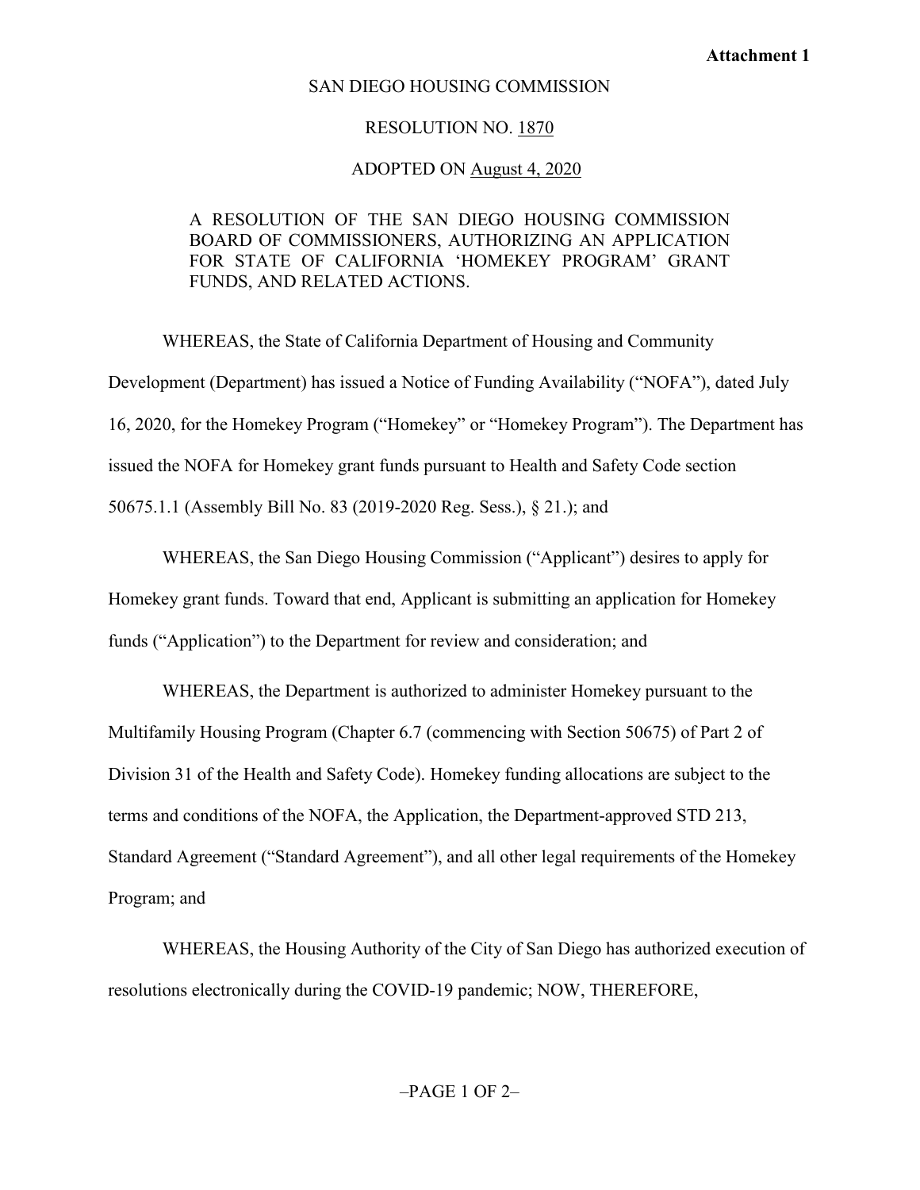**Attachment 1**

SAN DIEGO HOUSING COMMISSION

RESOLUTION NO. 1870

ADOPTED ON August 4, 2020

A RESOLUTION OF THE SAN DIEGO HOUSING COMMISSION BOARD OF COMMISSIONERS, AUTHORIZING AN APPLICATION FOR STATE OF CALIFORNIA 'HOMEKEY PROGRAM' GRANT FUNDS, AND RELATED ACTIONS.

WHEREAS, the State of California Department of Housing and Community Development (Department) has issued a Notice of Funding Availability ("NOFA"), dated July 16, 2020, for the Homekey Program ("Homekey" or "Homekey Program"). The Department has issued the NOFA for Homekey grant funds pursuant to Health and Safety Code section 50675.1.1 (Assembly Bill No. 83 (2019-2020 Reg. Sess.), § 21.); and

WHEREAS, the San Diego Housing Commission ("Applicant") desires to apply for Homekey grant funds. Toward that end, Applicant is submitting an application for Homekey funds ("Application") to the Department for review and consideration; and

WHEREAS, the Department is authorized to administer Homekey pursuant to the Multifamily Housing Program (Chapter 6.7 (commencing with Section 50675) of Part 2 of Division 31 of the Health and Safety Code). Homekey funding allocations are subject to the terms and conditions of the NOFA, the Application, the Department-approved STD 213, Standard Agreement ("Standard Agreement"), and all other legal requirements of the Homekey Program; and

WHEREAS, the Housing Authority of the City of San Diego has authorized execution of resolutions electronically during the COVID-19 pandemic; NOW, THEREFORE,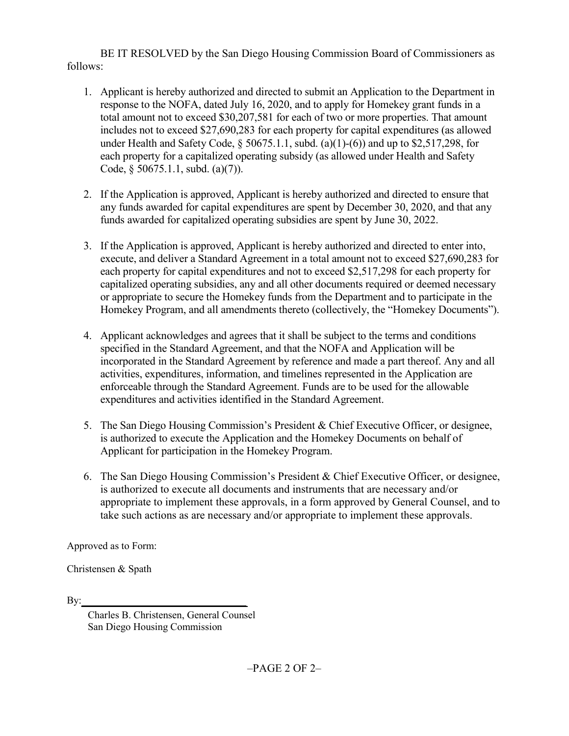BE IT RESOLVED by the San Diego Housing Commission Board of Commissioners as follows:

1. Applicant is hereby authorized and directed to submit an Application to the Department in response to the NOFA, dated July 16, 2020, and to apply for Homekey grant funds in a total amount not to exceed $30,207,581 for each of two or more properties. That amount includes not to exceed $27,690,283 for each property for capital expenditures (as allowed under Health and Safety Code, § 50675.1.1, subd. (a)(1)-(6)) and up to $2,517,298, for each property for a capitalized operating subsidy (as allowed under Health and Safety Code, § 50675.1.1, subd. (a)(7)).

2. If the Application is approved, Applicant is hereby authorized and directed to ensure that any funds awarded for capital expenditures are spent by December 30, 2020, and that any funds awarded for capitalized operating subsidies are spent by June 30, 2022.

3. If the Application is approved, Applicant is hereby authorized and directed to enter into, execute, and deliver a Standard Agreement in a total amount not to exceed $27,690,283 for each property for capital expenditures and not to exceed $2,517,298 for each property for capitalized operating subsidies, any and all other documents required or deemed necessary or appropriate to secure the Homekey funds from the Department and to participate in the Homekey Program, and all amendments thereto (collectively, the "Homekey Documents").

4. Applicant acknowledges and agrees that it shall be subject to the terms and conditions specified in the Standard Agreement, and that the NOFA and Application will be incorporated in the Standard Agreement by reference and made a part thereof. Any and all activities, expenditures, information, and timelines represented in the Application are enforceable through the Standard Agreement. Funds are to be used for the allowable expenditures and activities identified in the Standard Agreement.

5. The San Diego Housing Commission's President & Chief Executive Officer, or designee, is authorized to execute the Application and the Homekey Documents on behalf of Applicant for participation in the Homekey Program.

6. The San Diego Housing Commission's President & Chief Executive Officer, or designee, is authorized to execute all documents and instruments that are necessary and/or appropriate to implement these approvals, in a form approved by General Counsel, and to take such actions as are necessary and/or appropriate to implement these approvals.

Approved as to Form:

Christensen & Spath

By:________________________________

Charles B. Christensen, General Counsel
San Diego Housing Commission